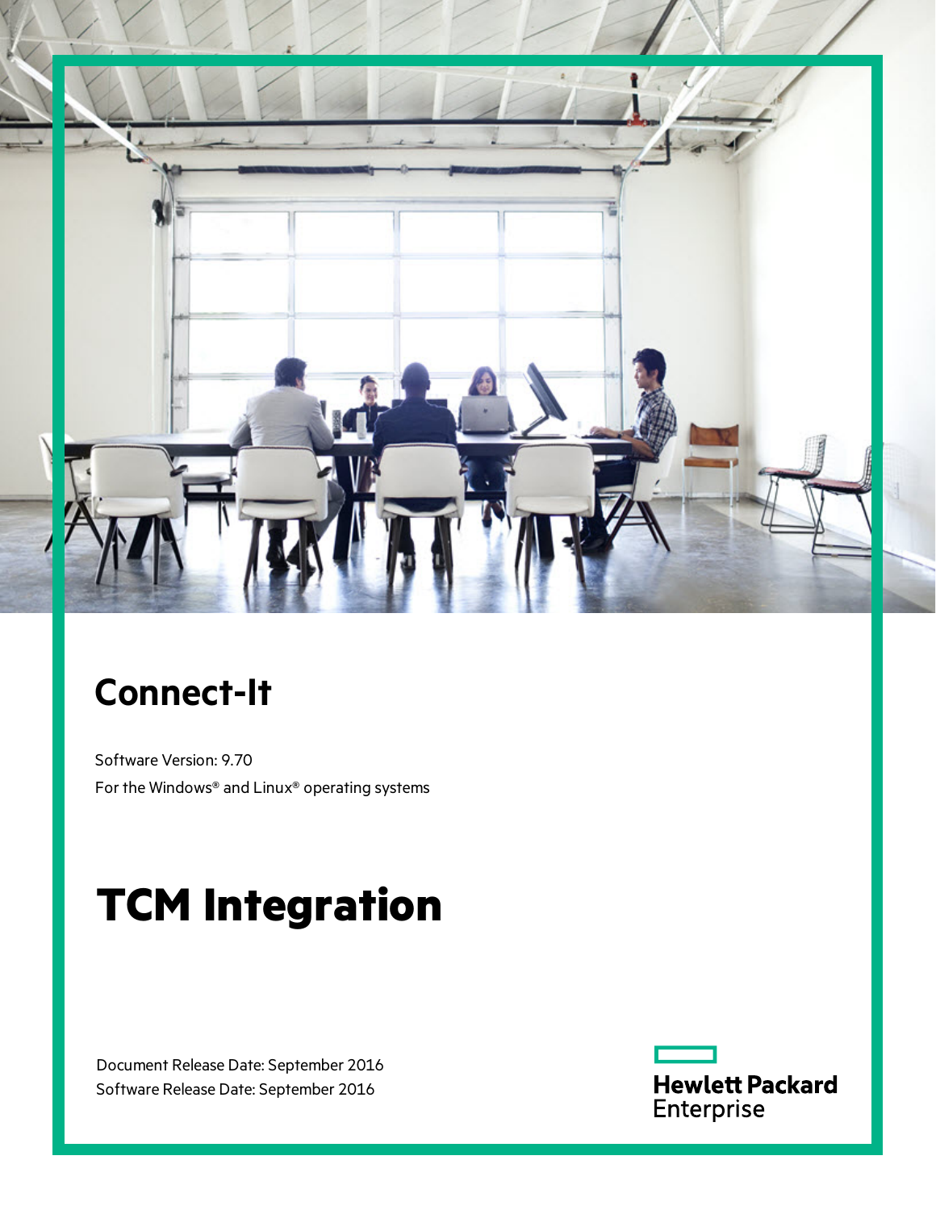# Connect-It

Software Version: 9.70

For the Windows® and Linux® operating systems

# TCM Integration

Document Release Date: September 2016

Software Release Date: September 2016

Hewlett Packard Enterprise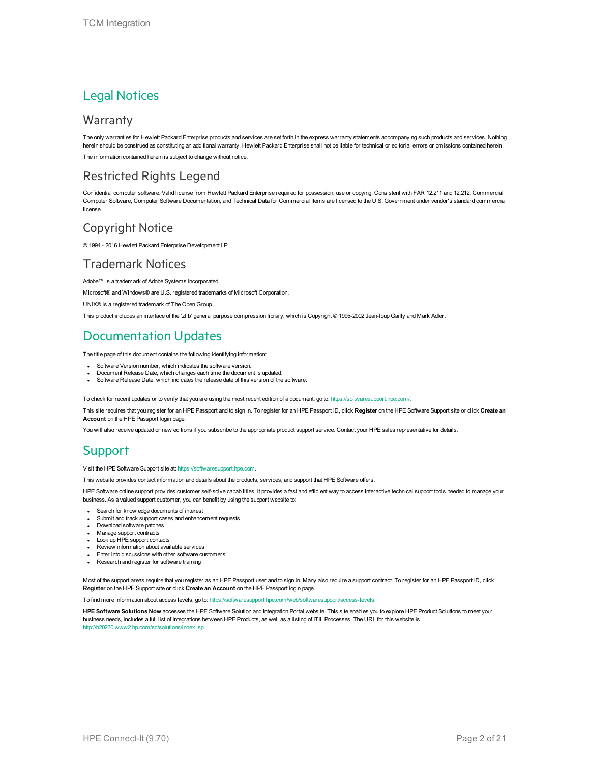# Legal Notices

## Warranty

The only warranties for Hewlett Packard Enterprise products and services are set forth in the express warranty statements accompanying such products and services. Nothing herein should be construed as constituting an additional warranty. Hewlett Packard Enterprise shall not be liable for technical or editorial errors or omissions contained herein.

The information contained herein is subject to change without notice.

## Restricted Rights Legend

Confidential computer software. Valid license from Hewlett Packard Enterprise required for possession, use or copying. Consistent with FAR 12.211 and 12.212, Commercial Computer Software, Computer Software Documentation, and Technical Data for Commercial Items are licensed to the U.S. Government under vendor's standard commercial license.

## Copyright Notice

© 1994 - 2016 Hewlett Packard Enterprise Development LP

## Trademark Notices

Adobe™ is a trademark of Adobe Systems Incorporated.

Microsoft® and Windows® are U.S. registered trademarks of Microsoft Corporation.

UNIX® is a registered trademark of The Open Group.

This product includes an interface of the 'zlib' general purpose compression library, which is Copyright © 1995-2002 Jean-loup Gailly and Mark Adler.

# Documentation Updates

The title page of this document contains the following identifying information:

- Software Version number, which indicates the software version.
- Document Release Date, which changes each time the document is updated.
- Software Release Date, which indicates the release date of this version of the software.

To check for recent updates or to verify that you are using the most recent edition of a document, go to: https://softwaresupport.hpe.com/.

This site requires that you register for an HPE Passport and to sign in. To register for an HPE Passport ID, click **Register** on the HPE Software Support site or click **Create an Account** on the HPE Passport login page.

You will also receive updated or new editions if you subscribe to the appropriate product support service. Contact your HPE sales representative for details.

# Support

Visit the HPE Software Support site at: https://softwaresupport.hpe.com.

This website provides contact information and details about the products, services, and support that HPE Software offers.

HPE Software online support provides customer self-solve capabilities. It provides a fast and efficient way to access interactive technical support tools needed to manage your business. As a valued support customer, you can benefit by using the support website to:

- Search for knowledge documents of interest
- Submit and track support cases and enhancement requests
- Download software patches
- Manage support contracts
- Look up HPE support contacts
- Review information about available services
- Enter into discussions with other software customers
- Research and register for software training

Most of the support areas require that you register as an HPE Passport user and to sign in. Many also require a support contract. To register for an HPE Passport ID, click **Register** on the HPE Support site or click **Create an Account** on the HPE Passport login page.

To find more information about access levels, go to: https://softwaresupport.hpe.com/web/softwaresupport/access-levels.

**HPE Software Solutions Now** accesses the HPE Software Solution and Integration Portal website. This site enables you to explore HPE Product Solutions to meet your business needs, includes a full list of Integrations between HPE Products, as well as a listing of ITIL Processes. The URL for this website is http://h20230.www2.hp.com/sc/solutions/index.jsp.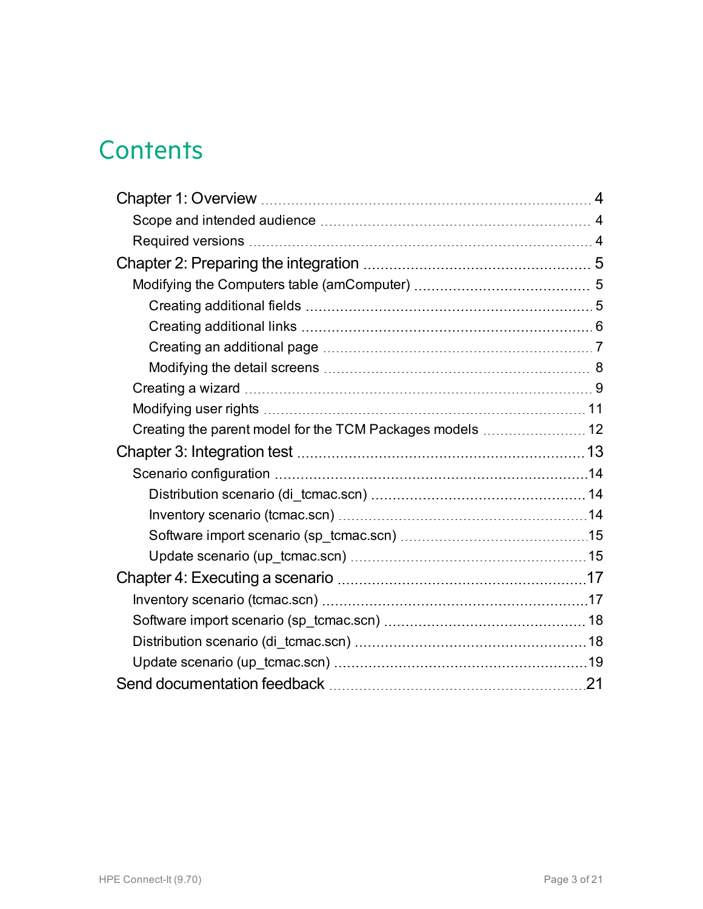# Contents

- Chapter 1: Overview ..... 4
  - Scope and intended audience ..... 4
  - Required versions ..... 4
- Chapter 2: Preparing the integration ..... 5
  - Modifying the Computers table (amComputer) ..... 5
    - Creating additional fields ..... 5
    - Creating additional links ..... 6
    - Creating an additional page ..... 7
    - Modifying the detail screens ..... 8
  - Creating a wizard ..... 9
  - Modifying user rights ..... 11
  - Creating the parent model for the TCM Packages models ..... 12
- Chapter 3: Integration test ..... 13
  - Scenario configuration ..... 14
    - Distribution scenario (di_tcmac.scn) ..... 14
    - Inventory scenario (tcmac.scn) ..... 14
    - Software import scenario (sp_tcmac.scn) ..... 15
    - Update scenario (up_tcmac.scn) ..... 15
- Chapter 4: Executing a scenario ..... 17
  - Inventory scenario (tcmac.scn) ..... 17
  - Software import scenario (sp_tcmac.scn) ..... 18
  - Distribution scenario (di_tcmac.scn) ..... 18
  - Update scenario (up_tcmac.scn) ..... 19
- Send documentation feedback ..... 21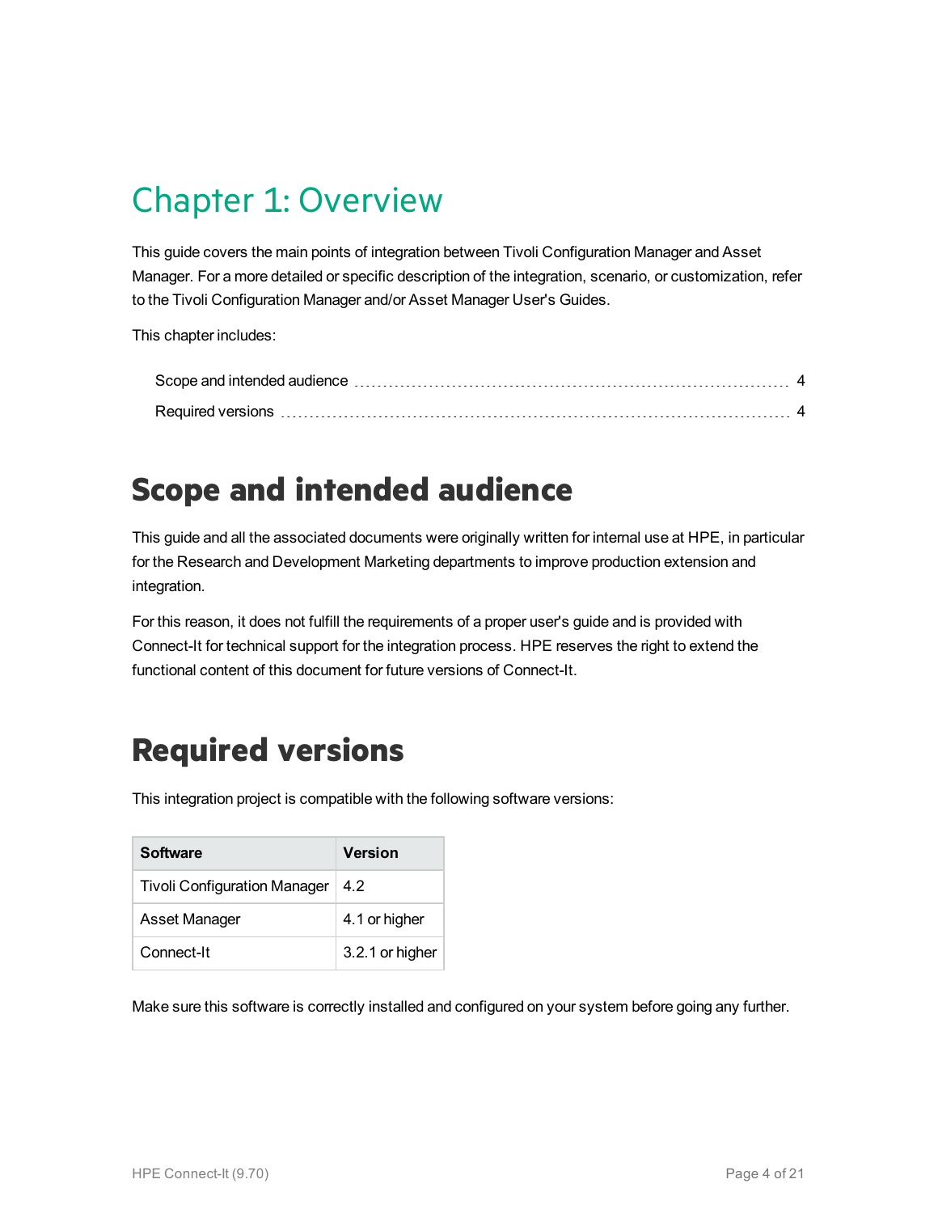# Chapter 1: Overview

This guide covers the main points of integration between Tivoli Configuration Manager and Asset Manager. For a more detailed or specific description of the integration, scenario, or customization, refer to the Tivoli Configuration Manager and/or Asset Manager User's Guides.

This chapter includes:

- Scope and intended audience ........ 4
- Required versions ........ 4

## Scope and intended audience

This guide and all the associated documents were originally written for internal use at HPE, in particular for the Research and Development Marketing departments to improve production extension and integration.

For this reason, it does not fulfill the requirements of a proper user's guide and is provided with Connect-It for technical support for the integration process. HPE reserves the right to extend the functional content of this document for future versions of Connect-It.

## Required versions

This integration project is compatible with the following software versions:

| Software | Version |
| --- | --- |
| Tivoli Configuration Manager | 4.2 |
| Asset Manager | 4.1 or higher |
| Connect-It | 3.2.1 or higher |

Make sure this software is correctly installed and configured on your system before going any further.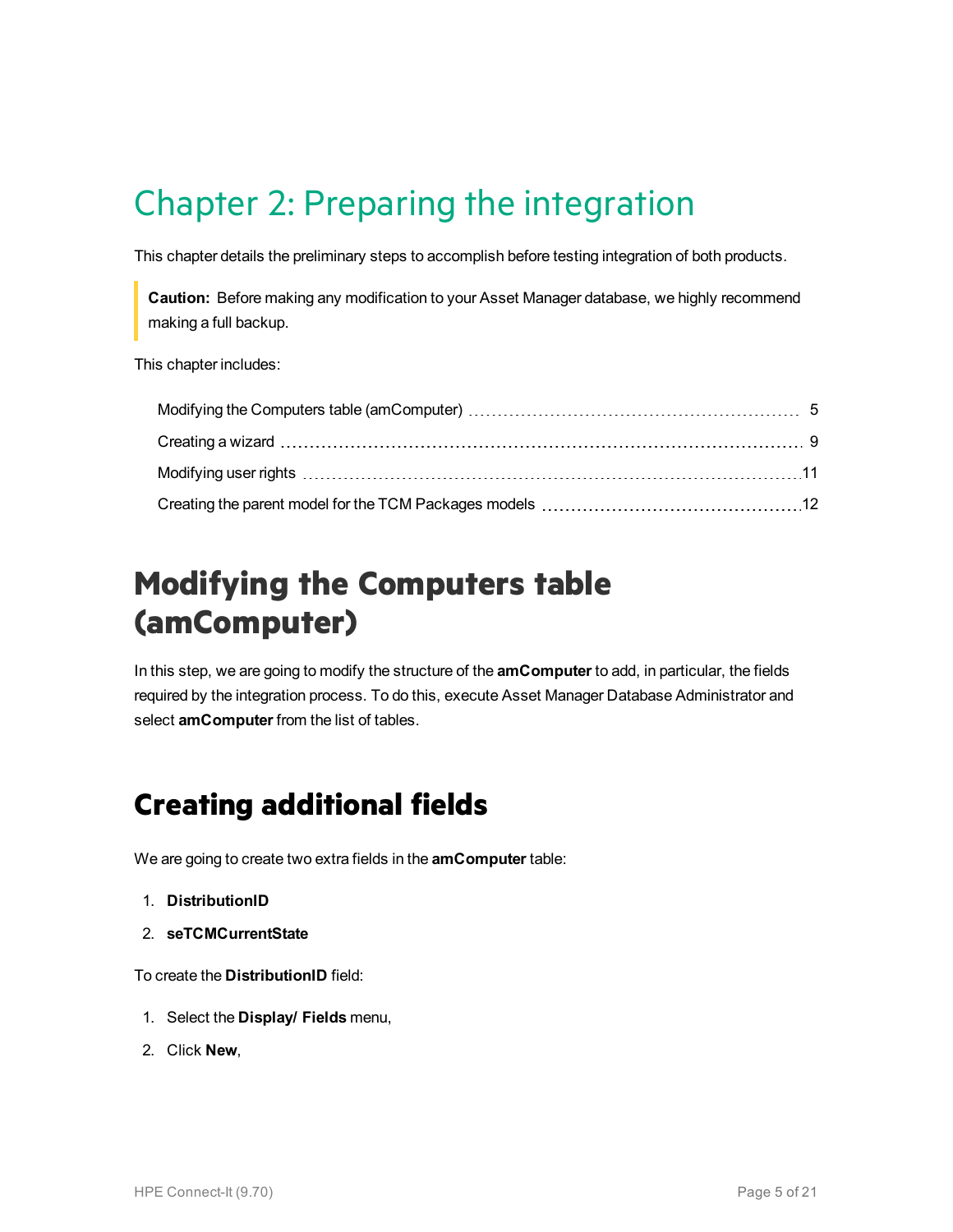# Chapter 2: Preparing the integration

This chapter details the preliminary steps to accomplish before testing integration of both products.

> **Caution:** Before making any modification to your Asset Manager database, we highly recommend making a full backup.

This chapter includes:

- Modifying the Computers table (amComputer) ........ 5
- Creating a wizard ........ 9
- Modifying user rights ........ 11
- Creating the parent model for the TCM Packages models ........ 12

## Modifying the Computers table (amComputer)

In this step, we are going to modify the structure of the **amComputer** to add, in particular, the fields required by the integration process. To do this, execute Asset Manager Database Administrator and select **amComputer** from the list of tables.

## Creating additional fields

We are going to create two extra fields in the **amComputer** table:

1. **DistributionID**
2. **seTCMCurrentState**

To create the **DistributionID** field:

1. Select the **Display/ Fields** menu,
2. Click **New**,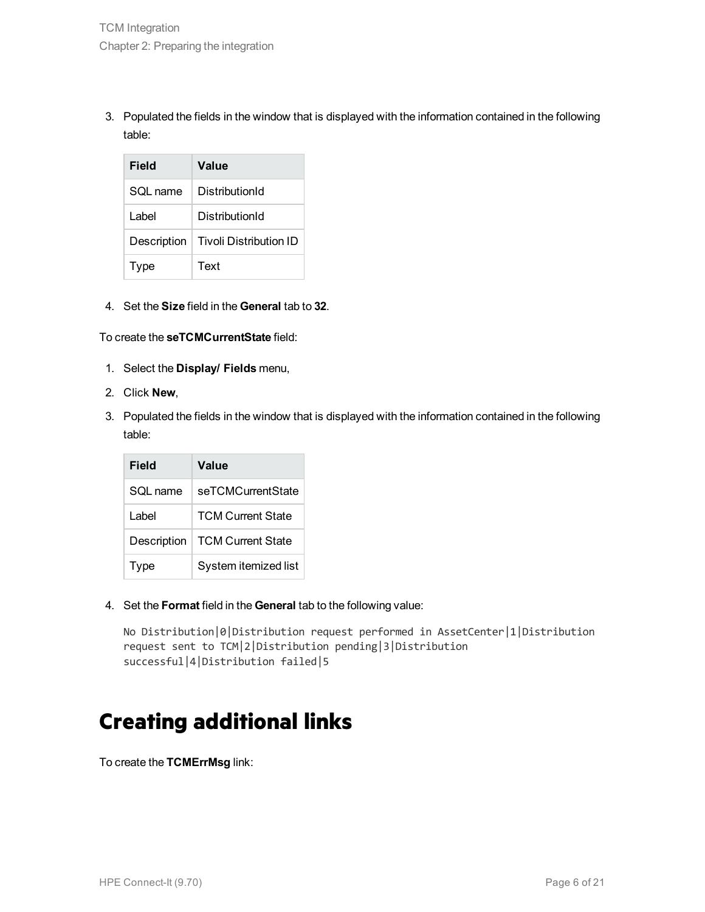3. Populated the fields in the window that is displayed with the information contained in the following table:

| Field | Value |
| --- | --- |
| SQL name | DistributionId |
| Label | DistributionId |
| Description | Tivoli Distribution ID |
| Type | Text |

4. Set the **Size** field in the **General** tab to **32**.

To create the **seTCMCurrentState** field:

1. Select the **Display/ Fields** menu,
2. Click **New**,
3. Populated the fields in the window that is displayed with the information contained in the following table:

| Field | Value |
| --- | --- |
| SQL name | seTCMCurrentState |
| Label | TCM Current State |
| Description | TCM Current State |
| Type | System itemized list |

4. Set the **Format** field in the **General** tab to the following value:

```
No Distribution|0|Distribution request performed in AssetCenter|1|Distribution
request sent to TCM|2|Distribution pending|3|Distribution
successful|4|Distribution failed|5
```

# Creating additional links

To create the **TCMErrMsg** link: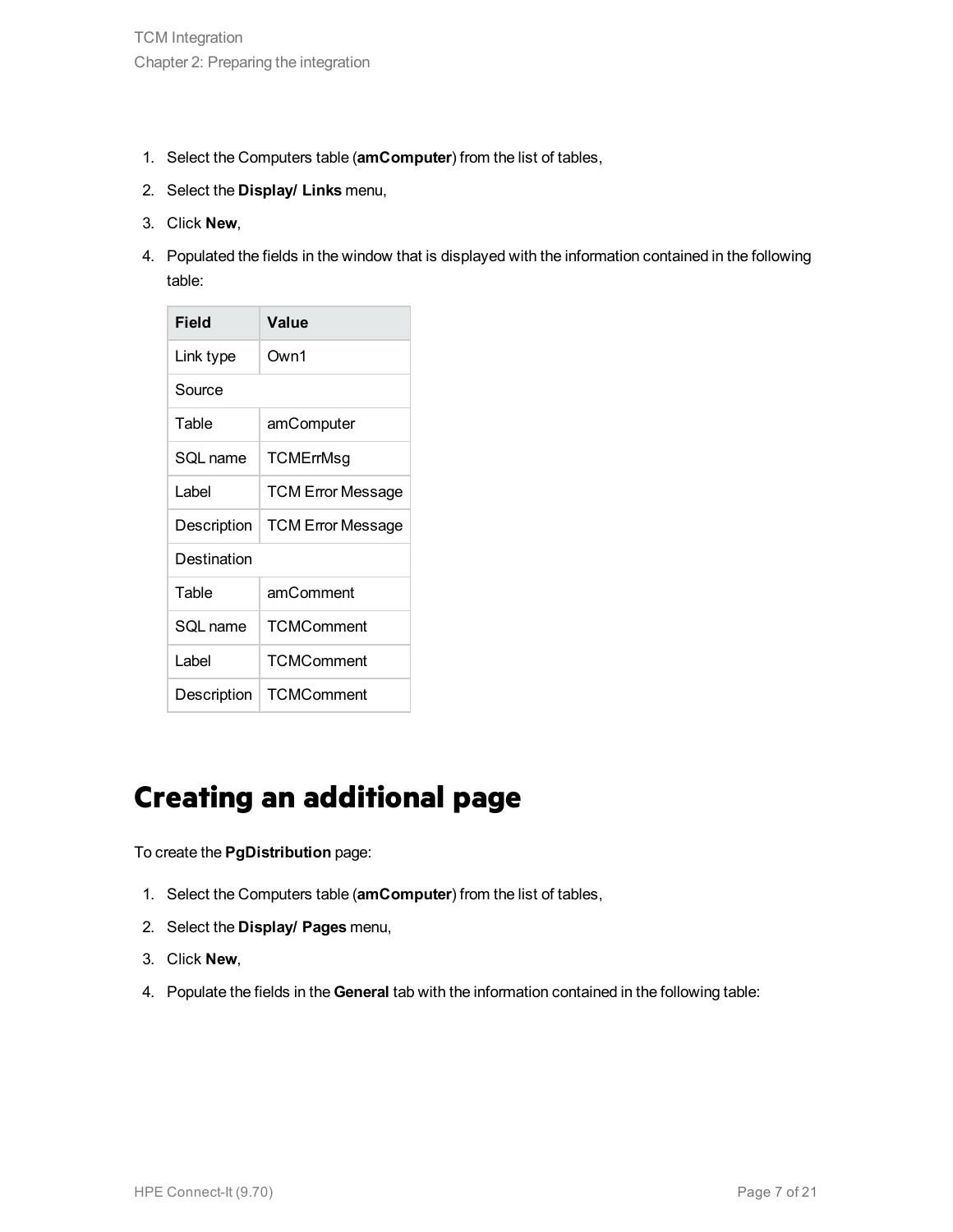1. Select the Computers table (**amComputer**) from the list of tables,
2. Select the **Display/ Links** menu,
3. Click **New**,
4. Populated the fields in the window that is displayed with the information contained in the following table:

| Field | Value |
| --- | --- |
| Link type | Own1 |
| Source | |
| Table | amComputer |
| SQL name | TCMErrMsg |
| Label | TCM Error Message |
| Description | TCM Error Message |
| Destination | |
| Table | amComment |
| SQL name | TCMComment |
| Label | TCMComment |
| Description | TCMComment |

# Creating an additional page

To create the **PgDistribution** page:

1. Select the Computers table (**amComputer**) from the list of tables,
2. Select the **Display/ Pages** menu,
3. Click **New**,
4. Populate the fields in the **General** tab with the information contained in the following table: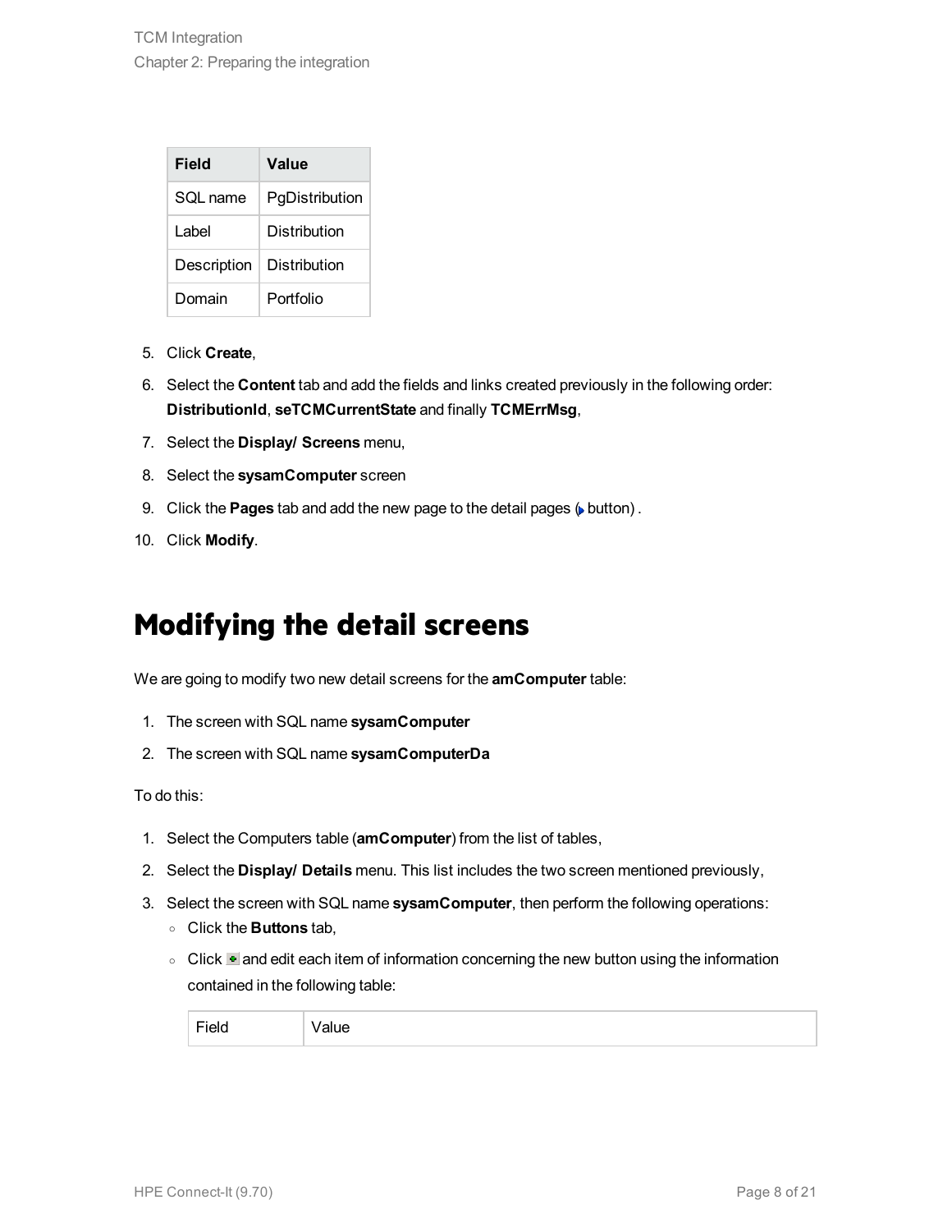| Field | Value |
|---|---|
| SQL name | PgDistribution |
| Label | Distribution |
| Description | Distribution |
| Domain | Portfolio |

5. Click **Create**,
6. Select the **Content** tab and add the fields and links created previously in the following order: **DistributionId**, **seTCMCurrentState** and finally **TCMErrMsg**,
7. Select the **Display/ Screens** menu,
8. Select the **sysamComputer** screen
9. Click the **Pages** tab and add the new page to the detail pages ( button) .
10. Click **Modify**.

# Modifying the detail screens

We are going to modify two new detail screens for the **amComputer** table:

1. The screen with SQL name **sysamComputer**
2. The screen with SQL name **sysamComputerDa**

To do this:

1. Select the Computers table (**amComputer**) from the list of tables,
2. Select the **Display/ Details** menu. This list includes the two screen mentioned previously,
3. Select the screen with SQL name **sysamComputer**, then perform the following operations:
   - Click the **Buttons** tab,
   - Click  and edit each item of information concerning the new button using the information contained in the following table:

| Field | Value |
|---|---|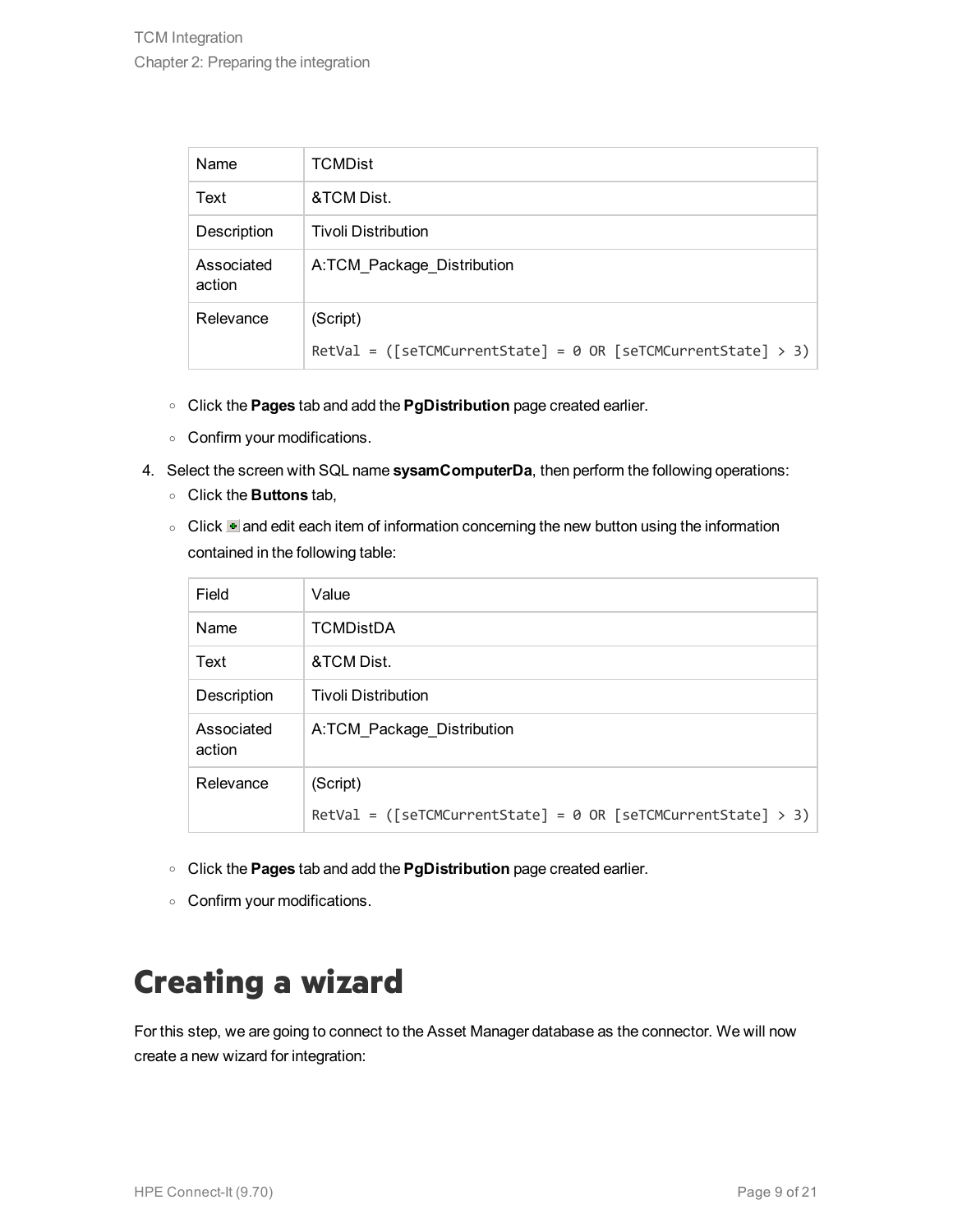| Name | TCMDist |
| --- | --- |
| Text | &TCM Dist. |
| Description | Tivoli Distribution |
| Associated action | A:TCM_Package_Distribution |
| Relevance | (Script)<br>`RetVal = ([seTCMCurrentState] = 0 OR [seTCMCurrentState] > 3)` |

- Click the **Pages** tab and add the **PgDistribution** page created earlier.
- Confirm your modifications.

4. Select the screen with SQL name **sysamComputerDa**, then perform the following operations:
   - Click the **Buttons** tab,
   - Click and edit each item of information concerning the new button using the information contained in the following table:

| Field | Value |
| --- | --- |
| Name | TCMDistDA |
| Text | &TCM Dist. |
| Description | Tivoli Distribution |
| Associated action | A:TCM_Package_Distribution |
| Relevance | (Script)<br>`RetVal = ([seTCMCurrentState] = 0 OR [seTCMCurrentState] > 3)` |

   - Click the **Pages** tab and add the **PgDistribution** page created earlier.
   - Confirm your modifications.

# Creating a wizard

For this step, we are going to connect to the Asset Manager database as the connector. We will now create a new wizard for integration: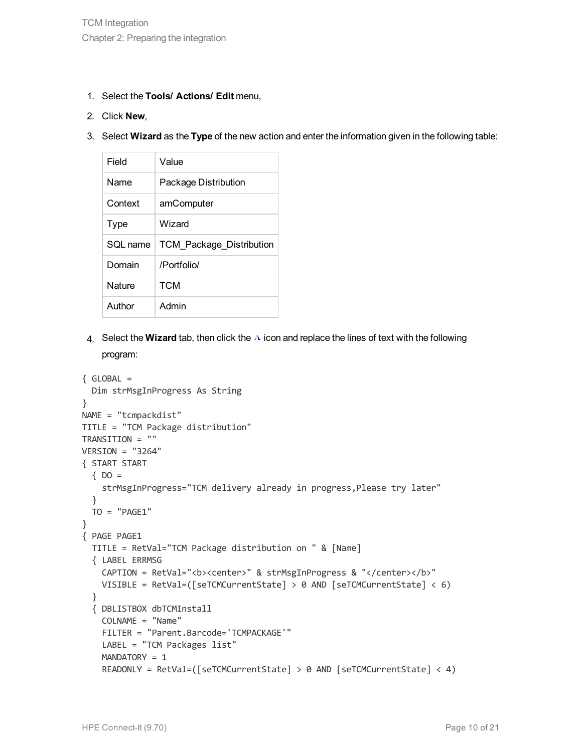1. Select the **Tools/ Actions/ Edit** menu,
2. Click **New**,
3. Select **Wizard** as the **Type** of the new action and enter the information given in the following table:

| Field | Value |
|---|---|
| Name | Package Distribution |
| Context | amComputer |
| Type | Wizard |
| SQL name | TCM_Package_Distribution |
| Domain | /Portfolio/ |
| Nature | TCM |
| Author | Admin |

4. Select the **Wizard** tab, then click the A icon and replace the lines of text with the following program:

```
{ GLOBAL =
  Dim strMsgInProgress As String
}
NAME = "tcmpackdist"
TITLE = "TCM Package distribution"
TRANSITION = ""
VERSION = "3264"
{ START START
  { DO =
    strMsgInProgress="TCM delivery already in progress,Please try later"
  }
  TO = "PAGE1"
}
{ PAGE PAGE1
  TITLE = RetVal="TCM Package distribution on " & [Name]
  { LABEL ERRMSG
    CAPTION = RetVal="<b><center>" & strMsgInProgress & "</center></b>"
    VISIBLE = RetVal=([seTCMCurrentState] > 0 AND [seTCMCurrentState] < 6)
  }
  { DBLISTBOX dbTCMInstall
    COLNAME = "Name"
    FILTER = "Parent.Barcode='TCMPACKAGE'"
    LABEL = "TCM Packages list"
    MANDATORY = 1
    READONLY = RetVal=([seTCMCurrentState] > 0 AND [seTCMCurrentState] < 4)
```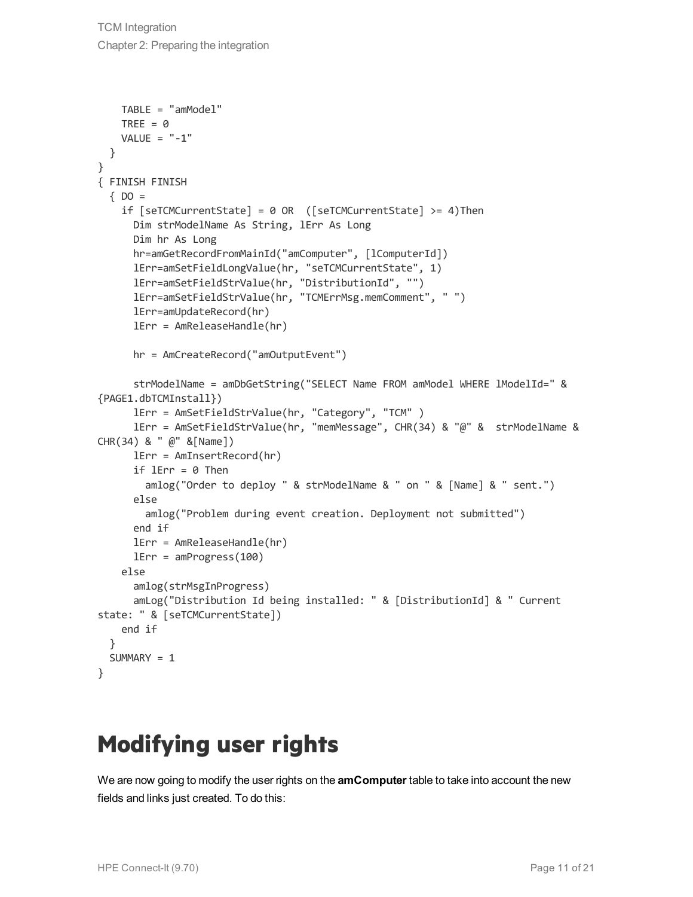```
    TABLE = "amModel"
    TREE = 0
    VALUE = "-1"
  }
}
{ FINISH FINISH
  { DO =
    if [seTCMCurrentState] = 0 OR  ([seTCMCurrentState] >= 4)Then
      Dim strModelName As String, lErr As Long
      Dim hr As Long
      hr=amGetRecordFromMainId("amComputer", [lComputerId])
      lErr=amSetFieldLongValue(hr, "seTCMCurrentState", 1)
      lErr=amSetFieldStrValue(hr, "DistributionId", "")
      lErr=amSetFieldStrValue(hr, "TCMErrMsg.memComment", " ")
      lErr=amUpdateRecord(hr)
      lErr = AmReleaseHandle(hr)

      hr = AmCreateRecord("amOutputEvent")

      strModelName = amDbGetString("SELECT Name FROM amModel WHERE lModelId=" &
{PAGE1.dbTCMInstall})
      lErr = AmSetFieldStrValue(hr, "Category", "TCM" )
      lErr = AmSetFieldStrValue(hr, "memMessage", CHR(34) & "@" &  strModelName &
CHR(34) & " @" &[Name])
      lErr = AmInsertRecord(hr)
      if lErr = 0 Then
        amlog("Order to deploy " & strModelName & " on " & [Name] & " sent.")
      else
        amlog("Problem during event creation. Deployment not submitted")
      end if
      lErr = AmReleaseHandle(hr)
      lErr = amProgress(100)
    else
      amlog(strMsgInProgress)
      amLog("Distribution Id being installed: " & [DistributionId] & " Current
state: " & [seTCMCurrentState])
    end if
  }
  SUMMARY = 1
}
```

# Modifying user rights

We are now going to modify the user rights on the **amComputer** table to take into account the new fields and links just created. To do this: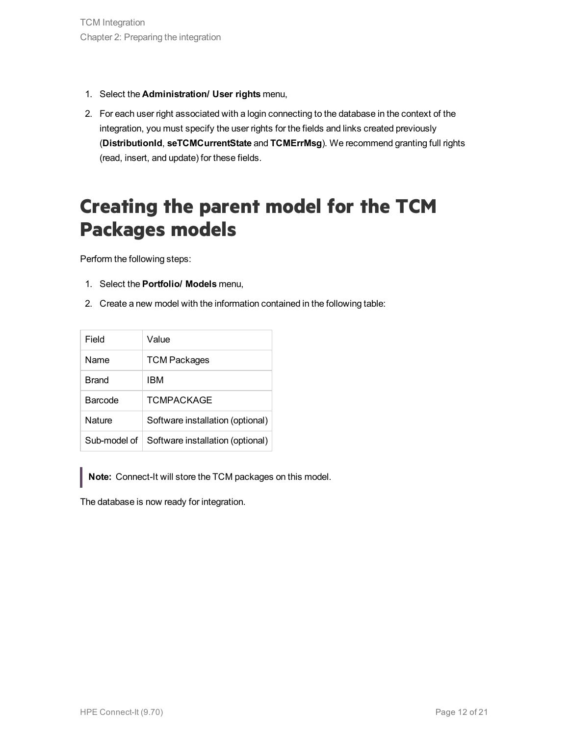1. Select the **Administration/ User rights** menu,
2. For each user right associated with a login connecting to the database in the context of the integration, you must specify the user rights for the fields and links created previously (**DistributionId**, **seTCMCurrentState** and **TCMErrMsg**). We recommend granting full rights (read, insert, and update) for these fields.

# Creating the parent model for the TCM Packages models

Perform the following steps:

1. Select the **Portfolio/ Models** menu,
2. Create a new model with the information contained in the following table:

| Field | Value |
|---|---|
| Name | TCM Packages |
| Brand | IBM |
| Barcode | TCMPACKAGE |
| Nature | Software installation (optional) |
| Sub-model of | Software installation (optional) |

> **Note:** Connect-It will store the TCM packages on this model.

The database is now ready for integration.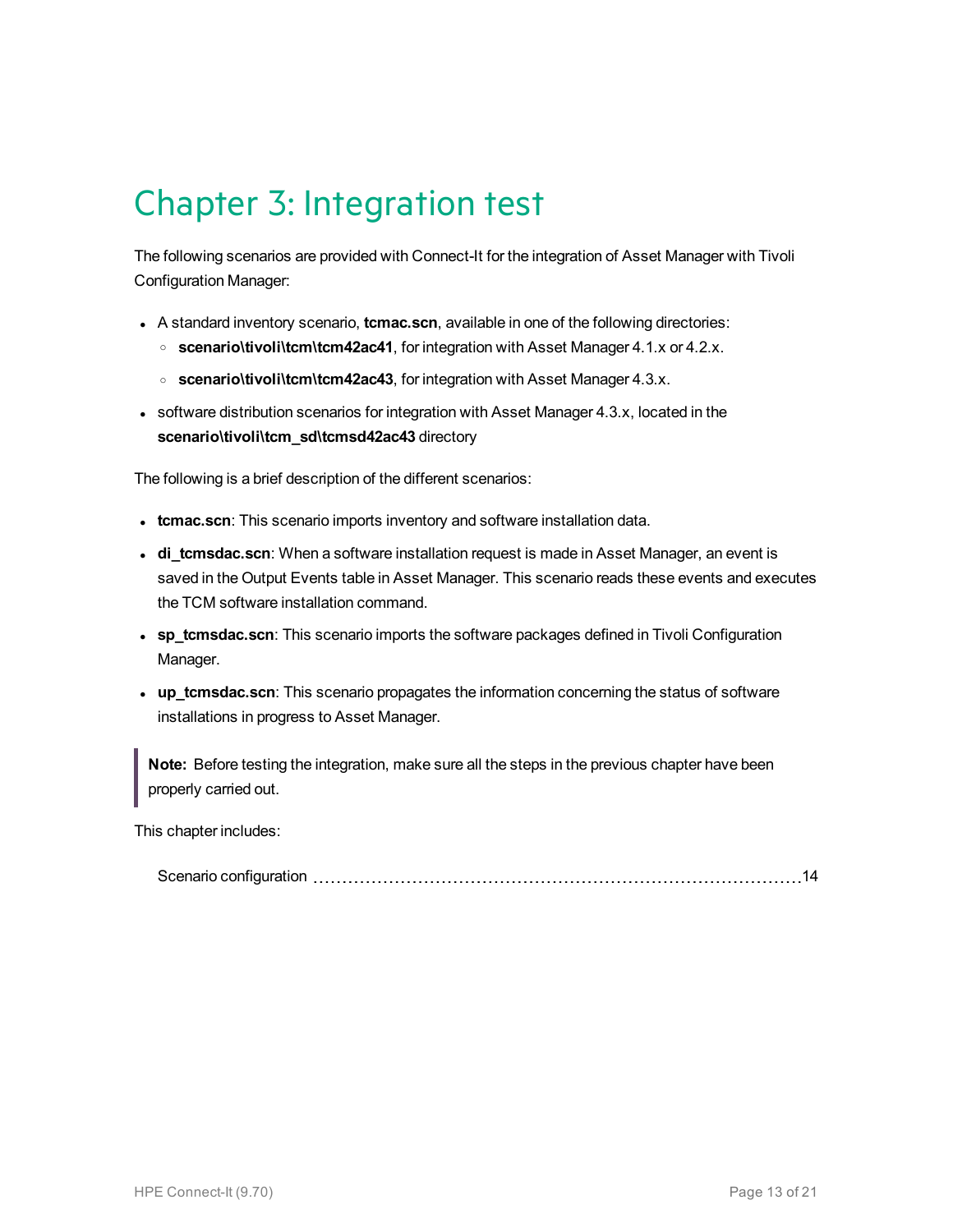# Chapter 3: Integration test

The following scenarios are provided with Connect-It for the integration of Asset Manager with Tivoli Configuration Manager:

- A standard inventory scenario, **tcmac.scn**, available in one of the following directories:
  - **scenario\tivoli\tcm\tcm42ac41**, for integration with Asset Manager 4.1.x or 4.2.x.
  - **scenario\tivoli\tcm\tcm42ac43**, for integration with Asset Manager 4.3.x.
- software distribution scenarios for integration with Asset Manager 4.3.x, located in the **scenario\tivoli\tcm_sd\tcmsd42ac43** directory

The following is a brief description of the different scenarios:

- **tcmac.scn**: This scenario imports inventory and software installation data.
- **di_tcmsdac.scn**: When a software installation request is made in Asset Manager, an event is saved in the Output Events table in Asset Manager. This scenario reads these events and executes the TCM software installation command.
- **sp_tcmsdac.scn**: This scenario imports the software packages defined in Tivoli Configuration Manager.
- **up_tcmsdac.scn**: This scenario propagates the information concerning the status of software installations in progress to Asset Manager.

> **Note:** Before testing the integration, make sure all the steps in the previous chapter have been properly carried out.

This chapter includes:

Scenario configuration ........................................................................ 14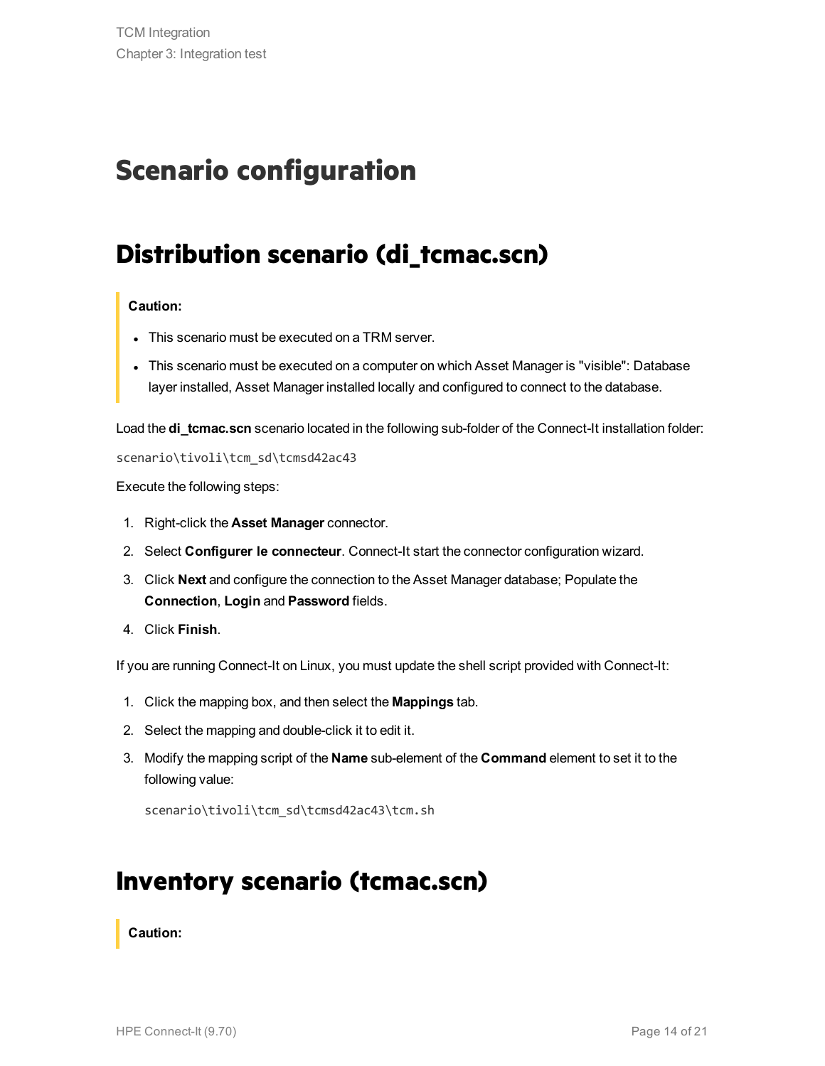// Scenario configuration

# Scenario configuration

## Distribution scenario (di_tcmac.scn)

> **Caution:**
>
> - This scenario must be executed on a TRM server.
> - This scenario must be executed on a computer on which Asset Manager is "visible": Database layer installed, Asset Manager installed locally and configured to connect to the database.

Load the **di_tcmac.scn** scenario located in the following sub-folder of the Connect-It installation folder:

```
scenario\tivoli\tcm_sd\tcmsd42ac43
```

Execute the following steps:

1. Right-click the **Asset Manager** connector.
2. Select **Configurer le connecteur**. Connect-It start the connector configuration wizard.
3. Click **Next** and configure the connection to the Asset Manager database; Populate the **Connection**, **Login** and **Password** fields.
4. Click **Finish**.

If you are running Connect-It on Linux, you must update the shell script provided with Connect-It:

1. Click the mapping box, and then select the **Mappings** tab.
2. Select the mapping and double-click it to edit it.
3. Modify the mapping script of the **Name** sub-element of the **Command** element to set it to the following value:

   ```
   scenario\tivoli\tcm_sd\tcmsd42ac43\tcm.sh
   ```

## Inventory scenario (tcmac.scn)

> **Caution:**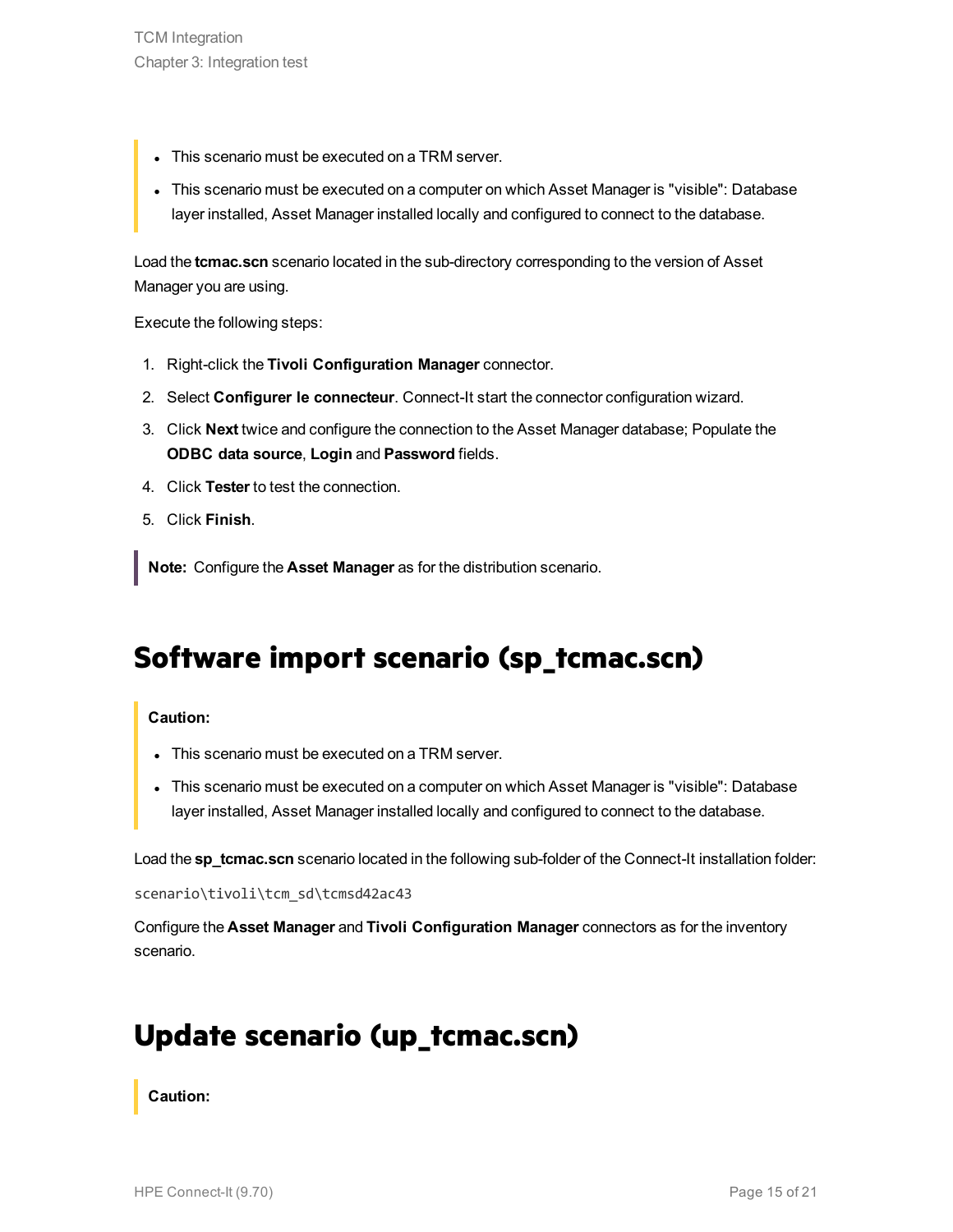- This scenario must be executed on a TRM server.
- This scenario must be executed on a computer on which Asset Manager is "visible": Database layer installed, Asset Manager installed locally and configured to connect to the database.

Load the **tcmac.scn** scenario located in the sub-directory corresponding to the version of Asset Manager you are using.

Execute the following steps:

1. Right-click the **Tivoli Configuration Manager** connector.
2. Select **Configurer le connecteur**. Connect-It start the connector configuration wizard.
3. Click **Next** twice and configure the connection to the Asset Manager database; Populate the **ODBC data source**, **Login** and **Password** fields.
4. Click **Tester** to test the connection.
5. Click **Finish**.

**Note:** Configure the **Asset Manager** as for the distribution scenario.

# Software import scenario (sp_tcmac.scn)

**Caution:**

- This scenario must be executed on a TRM server.
- This scenario must be executed on a computer on which Asset Manager is "visible": Database layer installed, Asset Manager installed locally and configured to connect to the database.

Load the **sp_tcmac.scn** scenario located in the following sub-folder of the Connect-It installation folder:

```
scenario\tivoli\tcm_sd\tcmsd42ac43
```

Configure the **Asset Manager** and **Tivoli Configuration Manager** connectors as for the inventory scenario.

# Update scenario (up_tcmac.scn)

**Caution:**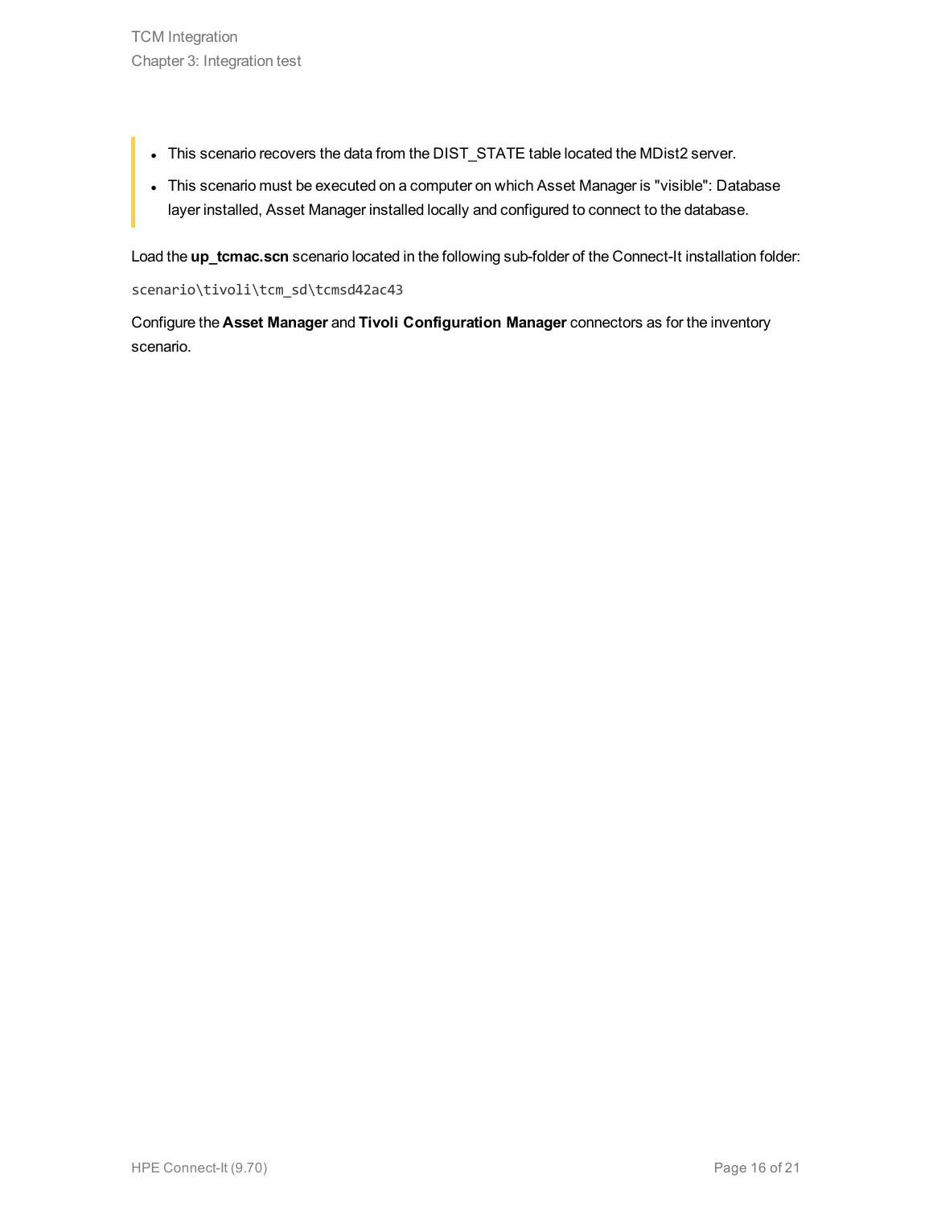- This scenario recovers the data from the DIST_STATE table located the MDist2 server.
- This scenario must be executed on a computer on which Asset Manager is "visible": Database layer installed, Asset Manager installed locally and configured to connect to the database.

Load the **up_tcmac.scn** scenario located in the following sub-folder of the Connect-It installation folder:

```
scenario\tivoli\tcm_sd\tcmsd42ac43
```

Configure the **Asset Manager** and **Tivoli Configuration Manager** connectors as for the inventory scenario.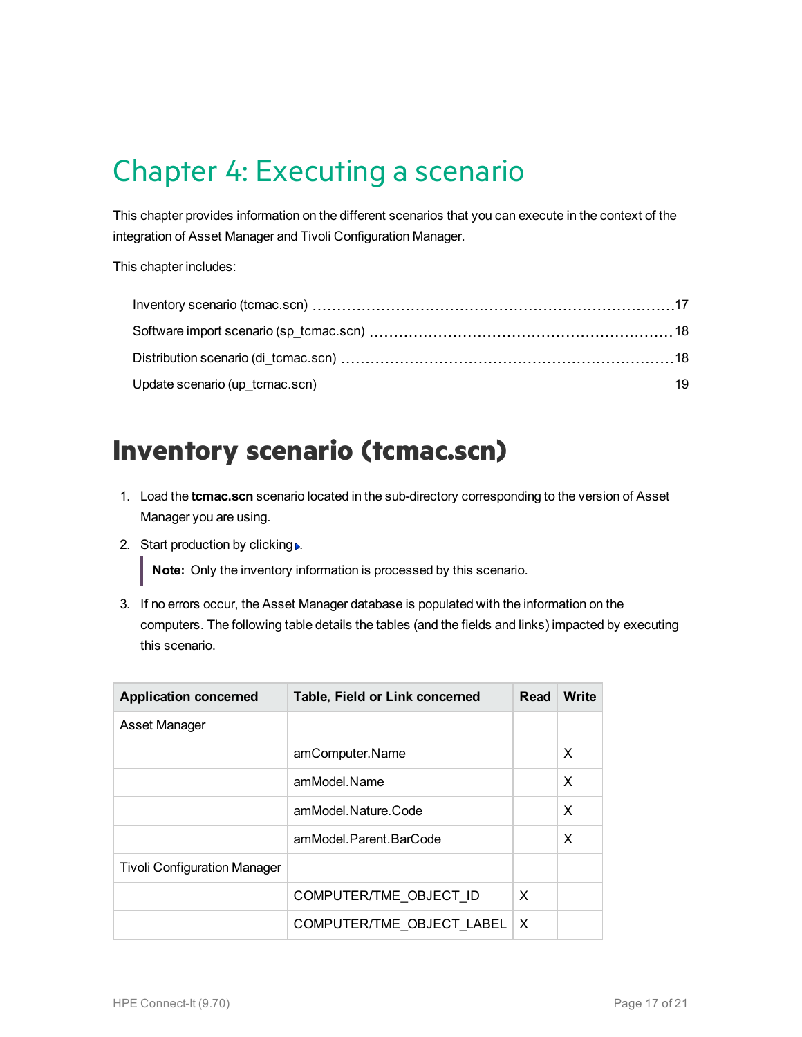# Chapter 4: Executing a scenario

This chapter provides information on the different scenarios that you can execute in the context of the integration of Asset Manager and Tivoli Configuration Manager.

This chapter includes:

- Inventory scenario (tcmac.scn) 17
- Software import scenario (sp_tcmac.scn) 18
- Distribution scenario (di_tcmac.scn) 18
- Update scenario (up_tcmac.scn) 19

## Inventory scenario (tcmac.scn)

1. Load the **tcmac.scn** scenario located in the sub-directory corresponding to the version of Asset Manager you are using.
2. Start production by clicking ▶.

   > **Note:** Only the inventory information is processed by this scenario.

3. If no errors occur, the Asset Manager database is populated with the information on the computers. The following table details the tables (and the fields and links) impacted by executing this scenario.

| Application concerned | Table, Field or Link concerned | Read | Write |
|---|---|---|---|
| Asset Manager | | | |
| | amComputer.Name | | X |
| | amModel.Name | | X |
| | amModel.Nature.Code | | X |
| | amModel.Parent.BarCode | | X |
| Tivoli Configuration Manager | | | |
| | COMPUTER/TME_OBJECT_ID | X | |
| | COMPUTER/TME_OBJECT_LABEL | X | |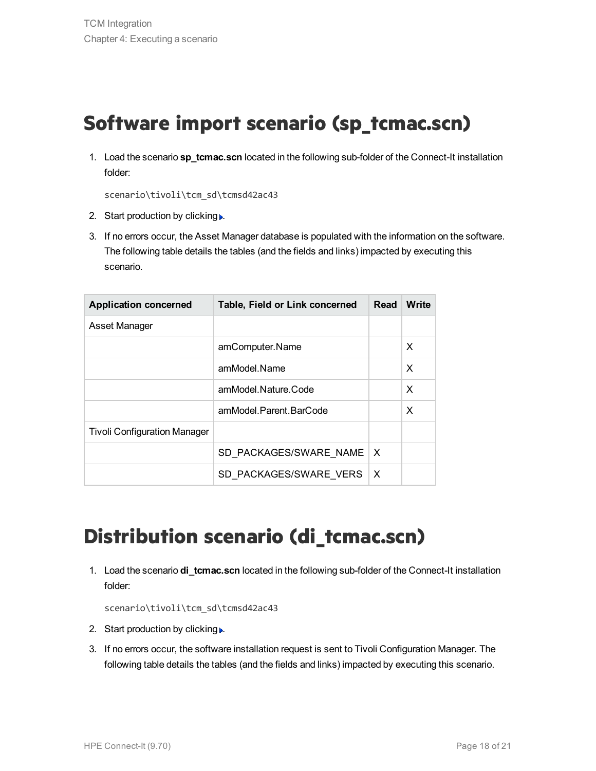# Software import scenario (sp_tcmac.scn)

1. Load the scenario **sp_tcmac.scn** located in the following sub-folder of the Connect-It installation folder:

   ```
   scenario\tivoli\tcm_sd\tcmsd42ac43
   ```

2. Start production by clicking ▶.
3. If no errors occur, the Asset Manager database is populated with the information on the software. The following table details the tables (and the fields and links) impacted by executing this scenario.

| Application concerned | Table, Field or Link concerned | Read | Write |
| --- | --- | --- | --- |
| Asset Manager | | | |
| | amComputer.Name | | X |
| | amModel.Name | | X |
| | amModel.Nature.Code | | X |
| | amModel.Parent.BarCode | | X |
| Tivoli Configuration Manager | | | |
| | SD_PACKAGES/SWARE_NAME | X | |
| | SD_PACKAGES/SWARE_VERS | X | |

# Distribution scenario (di_tcmac.scn)

1. Load the scenario **di_tcmac.scn** located in the following sub-folder of the Connect-It installation folder:

   ```
   scenario\tivoli\tcm_sd\tcmsd42ac43
   ```

2. Start production by clicking ▶.
3. If no errors occur, the software installation request is sent to Tivoli Configuration Manager. The following table details the tables (and the fields and links) impacted by executing this scenario.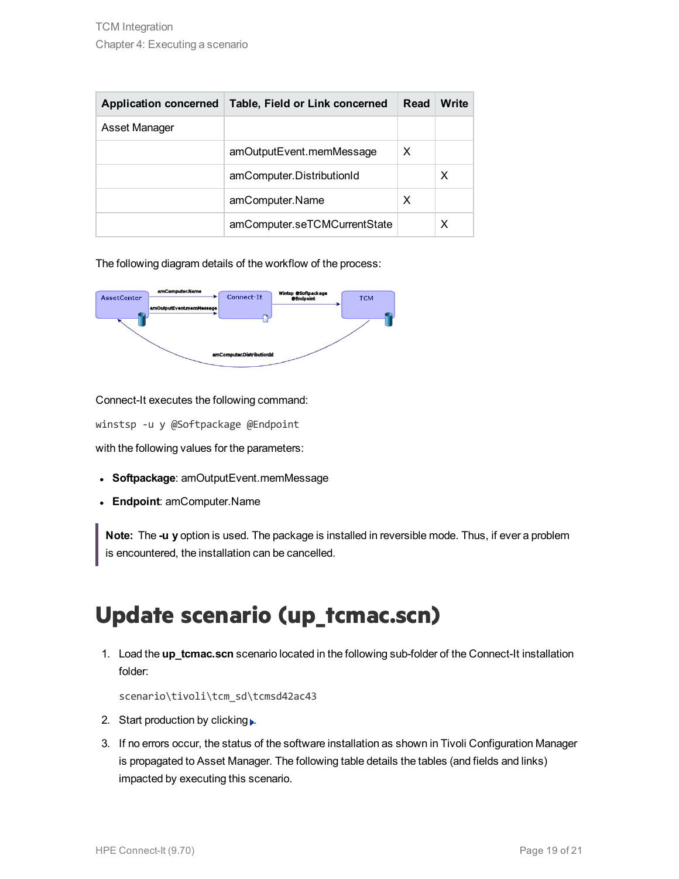| Application concerned | Table, Field or Link concerned | Read | Write |
| --- | --- | --- | --- |
| Asset Manager | | | |
| | amOutputEvent.memMessage | X | |
| | amComputer.DistributionId | | X |
| | amComputer.Name | X | |
| | amComputer.seTCMCurrentState | | X |

The following diagram details of the workflow of the process:

Connect-It executes the following command:

```
winstsp -u y @Softpackage @Endpoint
```

with the following values for the parameters:

- **Softpackage**: amOutputEvent.memMessage
- **Endpoint**: amComputer.Name

> **Note:** The **-u y** option is used. The package is installed in reversible mode. Thus, if ever a problem is encountered, the installation can be cancelled.

# Update scenario (up_tcmac.scn)

1. Load the **up_tcmac.scn** scenario located in the following sub-folder of the Connect-It installation folder:

   ```
   scenario\tivoli\tcm_sd\tcmsd42ac43
   ```

2. Start production by clicking .
3. If no errors occur, the status of the software installation as shown in Tivoli Configuration Manager is propagated to Asset Manager. The following table details the tables (and fields and links) impacted by executing this scenario.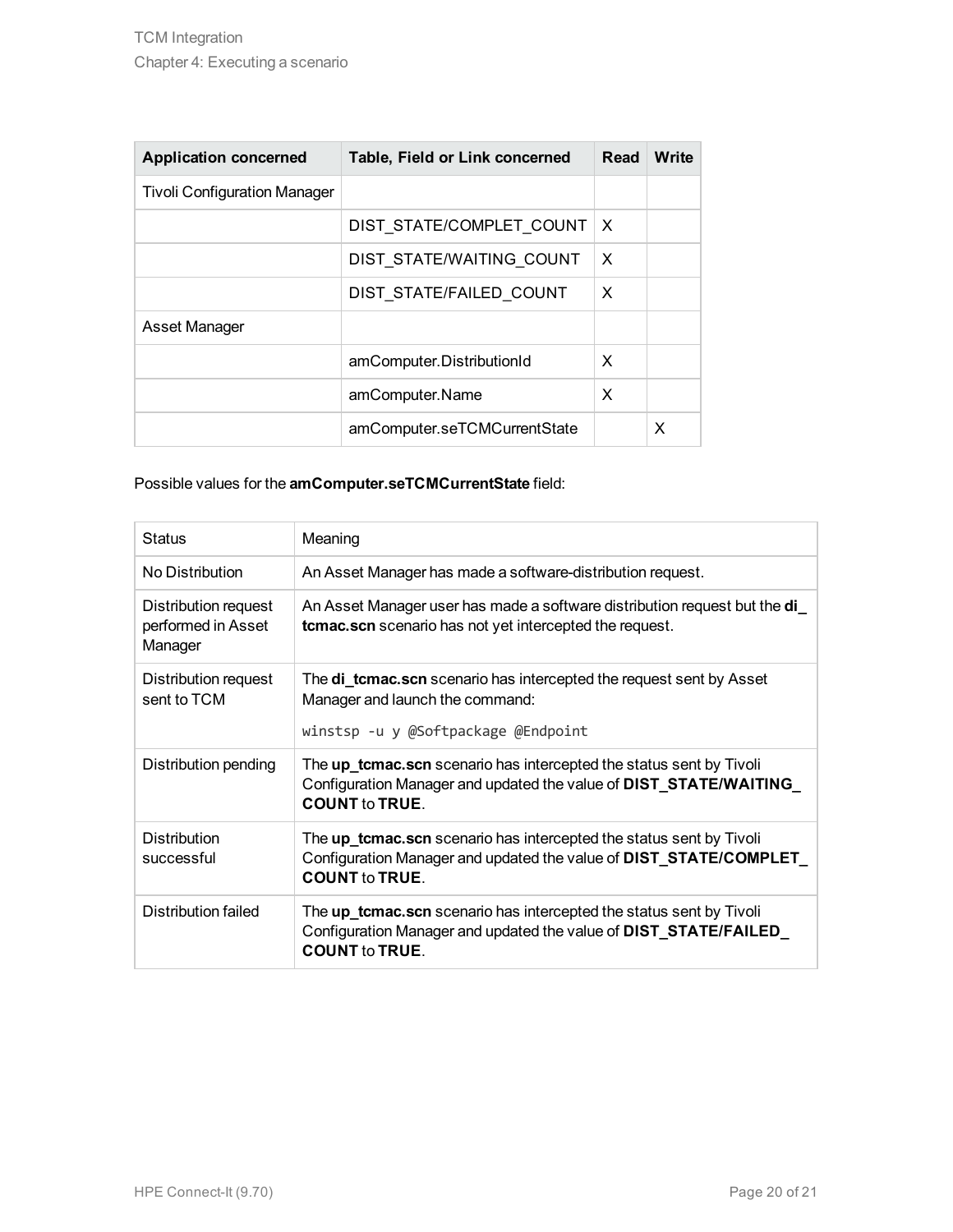| Application concerned | Table, Field or Link concerned | Read | Write |
| --- | --- | --- | --- |
| Tivoli Configuration Manager | | | |
| | DIST_STATE/COMPLET_COUNT | X | |
| | DIST_STATE/WAITING_COUNT | X | |
| | DIST_STATE/FAILED_COUNT | X | |
| Asset Manager | | | |
| | amComputer.DistributionId | X | |
| | amComputer.Name | X | |
| | amComputer.seTCMCurrentState | | X |

Possible values for the **amComputer.seTCMCurrentState** field:

| Status | Meaning |
| --- | --- |
| No Distribution | An Asset Manager has made a software-distribution request. |
| Distribution request performed in Asset Manager | An Asset Manager user has made a software distribution request but the **di_tcmac.scn** scenario has not yet intercepted the request. |
| Distribution request sent to TCM | The **di_tcmac.scn** scenario has intercepted the request sent by Asset Manager and launch the command: `winstsp -u y @Softpackage @Endpoint` |
| Distribution pending | The **up_tcmac.scn** scenario has intercepted the status sent by Tivoli Configuration Manager and updated the value of **DIST_STATE/WAITING_COUNT** to **TRUE**. |
| Distribution successful | The **up_tcmac.scn** scenario has intercepted the status sent by Tivoli Configuration Manager and updated the value of **DIST_STATE/COMPLET_COUNT** to **TRUE**. |
| Distribution failed | The **up_tcmac.scn** scenario has intercepted the status sent by Tivoli Configuration Manager and updated the value of **DIST_STATE/FAILED_COUNT** to **TRUE**. |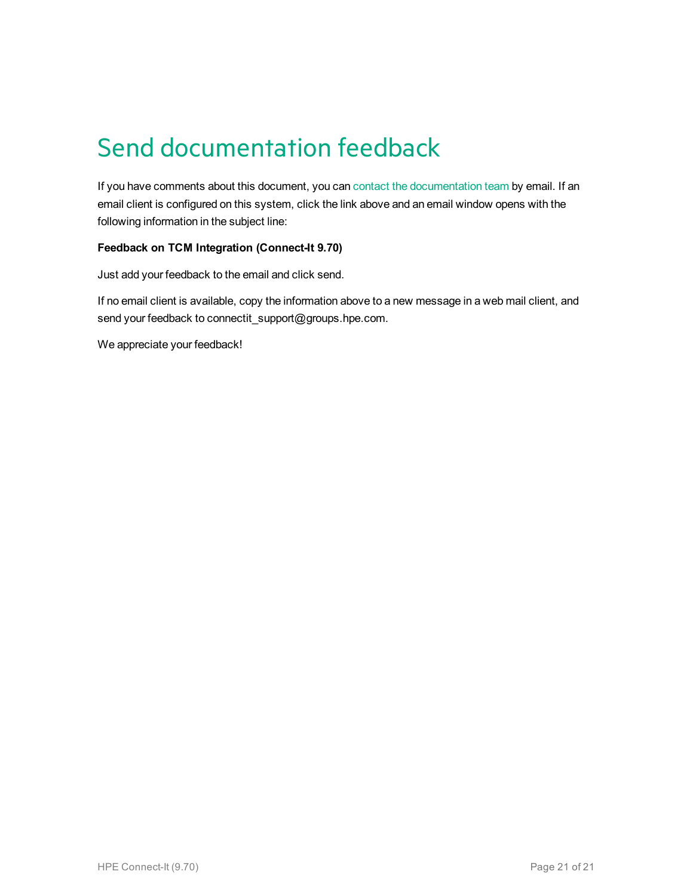# Send documentation feedback

If you have comments about this document, you can contact the documentation team by email. If an email client is configured on this system, click the link above and an email window opens with the following information in the subject line:

**Feedback on TCM Integration (Connect-It 9.70)**

Just add your feedback to the email and click send.

If no email client is available, copy the information above to a new message in a web mail client, and send your feedback to connectit_support@groups.hpe.com.

We appreciate your feedback!